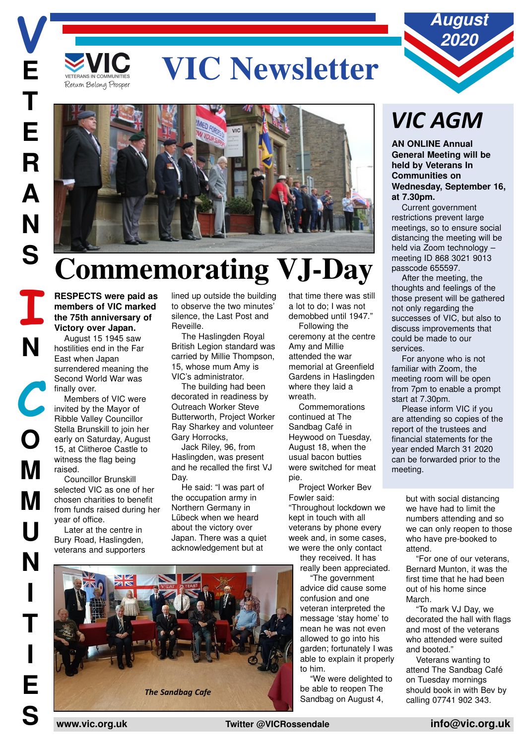# VIC Newsletter

August 2020

# Commemorating VJ-Day

**RESPECTS were paid as members of VIC marked the 75th anniversary of Victory over Japan.**

August 15 1945 saw hostilities end in the Far East when Japan surrendered meaning the Second World War was finally over.

Members of VIC were invited by the Mayor of Ribble Valley Councillor Stella Brunskill to join her early on Saturday, August 15, at Clitheroe Castle to witness the flag being raised.

Councillor Brunskill selected VIC as one of her chosen charities to benefit from funds raised during her year of office.

Later at the centre in Bury Road, Haslingden, veterans and supporters lined up outside the building to observe the two minutes' silence, the Last Post and Reveille.

The Haslingden Royal British Legion standard was carried by Millie Thompson, 15, whose mum Amy is VIC's administrator.

The building had been decorated in readiness by Outreach Worker Steve Butterworth, Project Worker Ray Sharkey and volunteer Gary Horrocks,

Jack Riley, 96, from Haslingden, was present and he recalled the first VJ Day.

He said: "I was part of the occupation army in Northern Germany in Lübeck when we heard about the victory over Japan. There was a quiet acknowledgement but at that time there was still a lot to do; I was not demobbed until 1947."

Following the ceremony at the centre Amy and Millie attended the war memorial at Greenfield Gardens in Haslingden where they laid a wreath.

Commemorations continued at The Sandbag Café in Heywood on Tuesday, August 18, when the usual bacon butties were switched for meat pie.

Project Worker Bev Fowler said: "Throughout lockdown we kept in touch with all veterans by phone every week and, in some cases, we were the only contact they received. It has really been appreciated.

"The government advice did cause some confusion and one veteran interpreted the message 'stay home' to mean he was not even allowed to go into his garden; fortunately I was able to explain it properly to him.

"We were delighted to be able to reopen The Sandbag on August 4, but with social distancing we have had to limit the numbers attending and so we can only reopen to those who have pre-booked to attend.

"For one of our veterans, Bernard Munton, it was the first time that he had been out of his home since March.

"To mark VJ Day, we decorated the hall with flags and most of the veterans who attended were suited and booted."

Veterans wanting to attend The Sandbag Café on Tuesday mornings should book in with Bev by calling 07741 902 343.

*The Sandbag Cafe*

## *VIC AGM*

**AN ONLINE Annual General Meeting will be held by Veterans In Communities on Wednesday, September 16, at 7.30pm.**

Current government restrictions prevent large meetings, so to ensure social distancing the meeting will be held via Zoom technology – meeting ID 868 3021 9013 passcode 655597.

After the meeting, the thoughts and feelings of the those present will be gathered not only regarding the successes of VIC, but also to discuss improvements that could be made to our services.

For anyone who is not familiar with Zoom, the meeting room will be open from 7pm to enable a prompt start at 7.30pm.

Please inform VIC if you are attending so copies of the report of the trustees and financial statements for the year ended March 31 2020 can be forwarded prior to the meeting.

www.vic.org.uk | Twitter @VICRossendale | info@vic.org.uk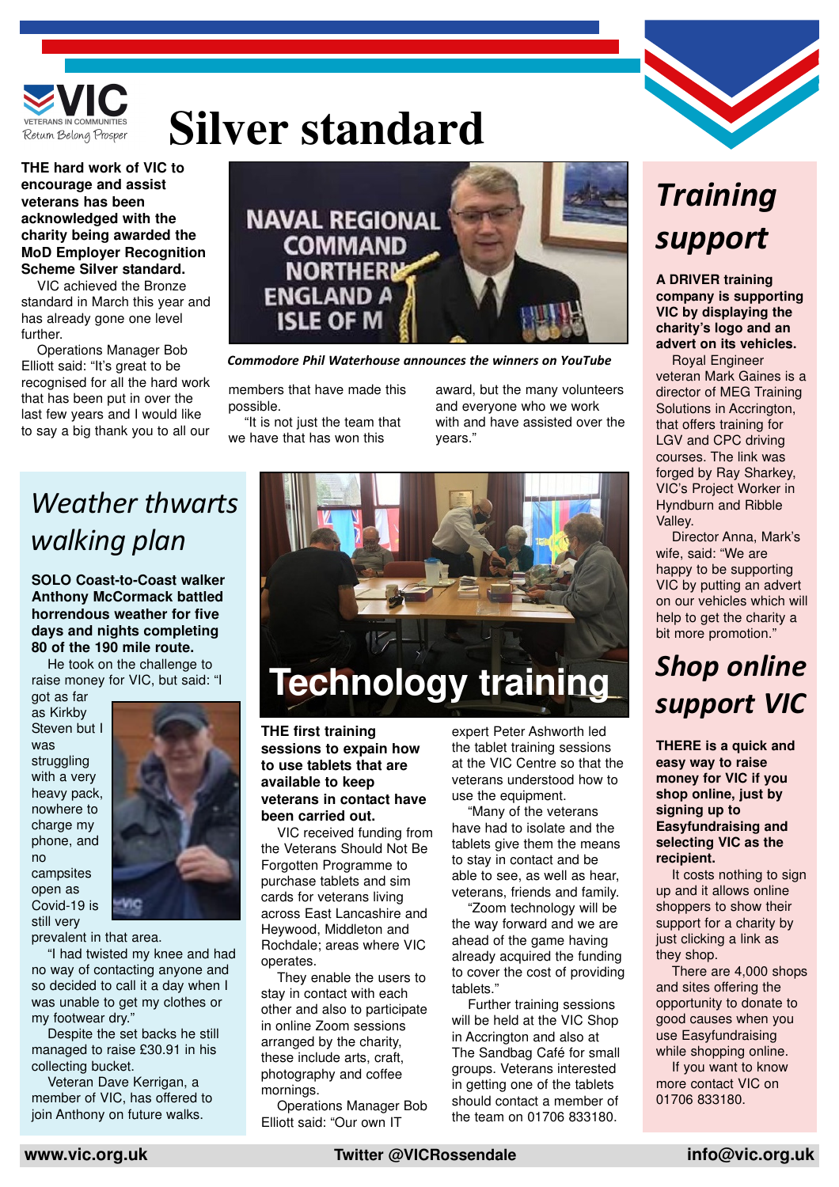# Silver standard

**THE hard work of VIC to encourage and assist veterans has been acknowledged with the charity being awarded the MoD Employer Recognition Scheme Silver standard.**

VIC achieved the Bronze standard in March this year and has already gone one level further.

Operations Manager Bob Elliott said: "It's great to be recognised for all the hard work that has been put in over the last few years and I would like to say a big thank you to all our members that have made this possible.

"It is not just the team that we have that has won this award, but the many volunteers and everyone who we work with and who have assisted over the years."

*Commodore Phil Waterhouse announces the winners on YouTube*

## Training support

**A DRIVER training company is supporting VIC by displaying the charity's logo and an advert on its vehicles.**

Royal Engineer veteran Mark Gaines is a director of MEG Training Solutions in Accrington, that offers training for LGV and CPC driving courses. The link was forged by Ray Sharkey, VIC's Project Worker in Hyndburn and Ribble Valley.

Director Anna, Mark's wife, said: "We are happy to be supporting VIC by putting an advert on our vehicles which will help to get the charity a bit more promotion."

## Weather thwarts walking plan

**SOLO Coast-to-Coast walker Anthony McCormack battled horrendous weather for five days and nights completing 80 of the 190 mile route.**

He took on the challenge to raise money for VIC, but said: "I got as far as Kirkby Steven but I was struggling with a very heavy pack, nowhere to charge my phone, and no campsites open as Covid-19 is still very prevalent in that area.

"I had twisted my knee and had no way of contacting anyone and so decided to call it a day when I was unable to get my clothes or my footwear dry."

Despite the set backs he still managed to raise £30.91 in his collecting bucket.

Veteran Dave Kerrigan, a member of VIC, has offered to join Anthony on future walks.

## Technology training

**THE first training sessions to expain how to use tablets that are available to keep veterans in contact have been carried out.**

VIC received funding from the Veterans Should Not Be Forgotten Programme to purchase tablets and sim cards for veterans living across East Lancashire and Heywood, Middleton and Rochdale; areas where VIC operates.

They enable the users to stay in contact with each other and also to participate in online Zoom sessions arranged by the charity, these include arts, craft, photography and coffee mornings.

Operations Manager Bob Elliott said: "Our own IT expert Peter Ashworth led the tablet training sessions at the VIC Centre so that the veterans understood how to use the equipment.

"Many of the veterans have had to isolate and the tablets give them the means to stay in contact and be able to see, as well as hear, veterans, friends and family.

"Zoom technology will be the way forward and we are ahead of the game having already acquired the funding to cover the cost of providing tablets."

Further training sessions will be held at the VIC Shop in Accrington and also at The Sandbag Café for small groups. Veterans interested in getting one of the tablets should contact a member of the team on 01706 833180.

## Shop online support VIC

**THERE is a quick and easy way to raise money for VIC if you shop online, just by signing up to Easyfundraising and selecting VIC as the recipient.**

It costs nothing to sign up and it allows online shoppers to show their support for a charity by just clicking a link as they shop.

There are 4,000 shops and sites offering the opportunity to donate to good causes when you use Easyfundraising while shopping online.

If you want to know more contact VIC on 01706 833180.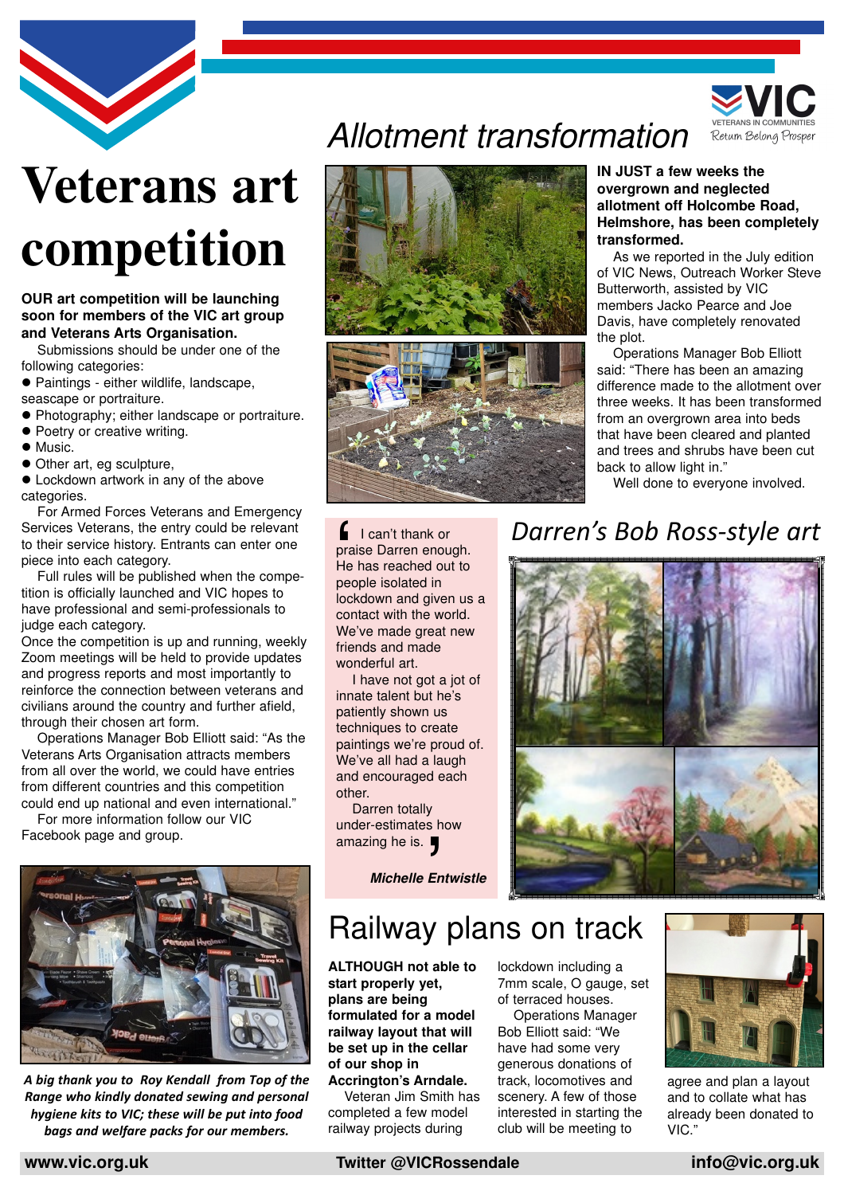# Veterans art competition

**OUR art competition will be launching soon for members of the VIC art group and Veterans Arts Organisation.**

Submissions should be under one of the following categories:

- Paintings - either wildlife, landscape, seascape or portraiture.
- Photography; either landscape or portraiture.
- Poetry or creative writing.
- Music.
- Other art, eg sculpture,
- Lockdown artwork in any of the above categories.

For Armed Forces Veterans and Emergency Services Veterans, the entry could be relevant to their service history. Entrants can enter one piece into each category.

Full rules will be published when the competition is officially launched and VIC hopes to have professional and semi-professionals to judge each category.

Once the competition is up and running, weekly Zoom meetings will be held to provide updates and progress reports and most importantly to reinforce the connection between veterans and civilians around the country and further afield, through their chosen art form.

Operations Manager Bob Elliott said: "As the Veterans Arts Organisation attracts members from all over the world, we could have entries from different countries and this competition could end up national and even international."

For more information follow our VIC Facebook page and group.

*A big thank you to Roy Kendall from Top of the Range who kindly donated sewing and personal hygiene kits to VIC; these will be put into food bags and welfare packs for our members.*

# Allotment transformation

**IN JUST a few weeks the overgrown and neglected allotment off Holcombe Road, Helmshore, has been completely transformed.**

As we reported in the July edition of VIC News, Outreach Worker Steve Butterworth, assisted by VIC members Jacko Pearce and Joe Davis, have completely renovated the plot.

Operations Manager Bob Elliott said: "There has been an amazing difference made to the allotment over three weeks. It has been transformed from an overgrown area into beds that have been cleared and planted and trees and shrubs have been cut back to allow light in."

Well done to everyone involved.

"I can't thank or praise Darren enough. He has reached out to people isolated in lockdown and given us a contact with the world. We've made great new friends and made wonderful art.

I have not got a jot of innate talent but he's patiently shown us techniques to create paintings we're proud of. We've all had a laugh and encouraged each other.

Darren totally under-estimates how amazing he is."

***Michelle Entwistle***

## Darren's Bob Ross-style art

# Railway plans on track

**ALTHOUGH not able to start properly yet, plans are being formulated for a model railway layout that will be set up in the cellar of our shop in Accrington's Arndale.**

Veteran Jim Smith has completed a few model railway projects during lockdown including a 7mm scale, O gauge, set of terraced houses.

Operations Manager Bob Elliott said: "We have had some very generous donations of track, locomotives and scenery. A few of those interested in starting the club will be meeting to agree and plan a layout and to collate what has already been donated to VIC."

www.vic.org.uk | Twitter @VICRossendale | info@vic.org.uk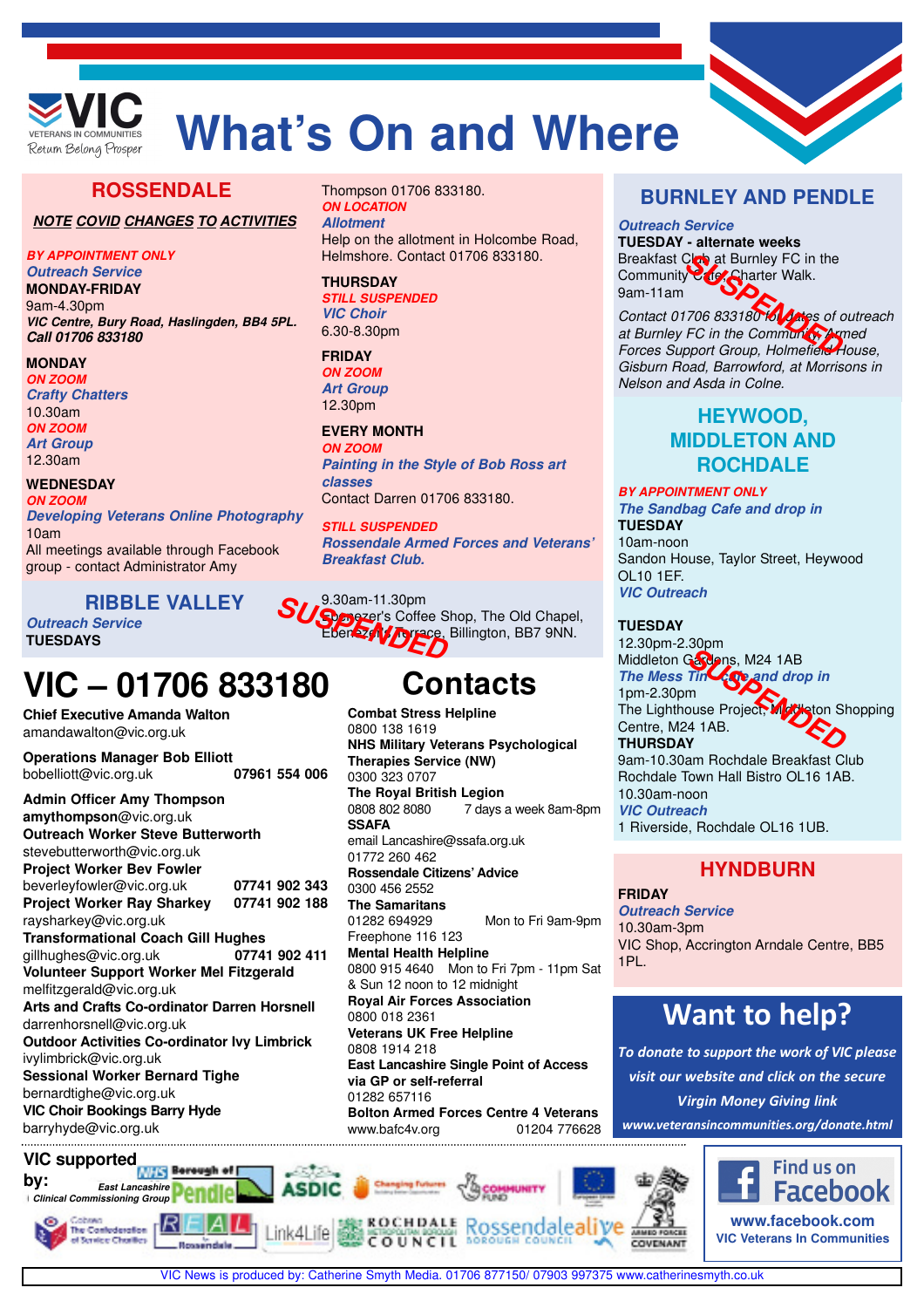VIC — VETERANS IN COMMUNITIES — Return Belong Prosper

# What's On and Where

## ROSSENDALE

***NOTE COVID CHANGES TO ACTIVITIES***

*BY APPOINTMENT ONLY*
*Outreach Service*
**MONDAY-FRIDAY**
9am-4.30pm
***VIC Centre, Bury Road, Haslingden, BB4 5PL. Call 01706 833180***

**MONDAY**
*ON ZOOM*
*Crafty Chatters*
10.30am
*ON ZOOM*
*Art Group*
12.30am

**WEDNESDAY**
*ON ZOOM*
*Developing Veterans Online Photography*
10am
All meetings available through Facebook group - contact Administrator Amy Thompson 01706 833180.

*ON LOCATION*
*Allotment*
Help on the allotment in Holcombe Road, Helmshore. Contact 01706 833180.

**THURSDAY**
*STILL SUSPENDED*
*VIC Choir*
6.30-8.30pm

**FRIDAY**
*ON ZOOM*
*Art Group*
12.30pm

**EVERY MONTH**
*ON ZOOM*
*Painting in the Style of Bob Ross art classes*
Contact Darren 01706 833180.

*STILL SUSPENDED*
*Rossendale Armed Forces and Veterans' Breakfast Club.*

## RIBBLE VALLEY

*Outreach Service*
**TUESDAYS**
9.30am-11.30pm
Ebenezer's Coffee Shop, The Old Chapel, Ebenezer's Terrace, Billington, BB7 9NN.
SUSPENDED

## BURNLEY AND PENDLE

*Outreach Service*
**TUESDAY - alternate weeks**
Breakfast Club at Burnley FC in the Community Cafe, Charter Walk.
9am-11am
SUSPENDED

*Contact 01706 833180 for dates of outreach at Burnley FC in the Community, Armed Forces Support Group, Holmefield House, Gisburn Road, Barrowford, at Morrisons in Nelson and Asda in Colne.*

## HEYWOOD, MIDDLETON AND ROCHDALE

*BY APPOINTMENT ONLY*
*The Sandbag Cafe and drop in*
**TUESDAY**
10am-noon
Sandon House, Taylor Street, Heywood OL10 1EF.
*VIC Outreach*

**TUESDAY**
12.30pm-2.30pm
Middleton Gardens, M24 1AB
*The Mess Tin Cafe and drop in*
1pm-2.30pm
The Lighthouse Project, Middleton Shopping Centre, M24 1AB.
SUSPENDED

**THURSDAY**
9am-10.30am Rochdale Breakfast Club Rochdale Town Hall Bistro OL16 1AB.
10.30am-noon
*VIC Outreach*
1 Riverside, Rochdale OL16 1UB.

## HYNDBURN

**FRIDAY**
*Outreach Service*
10.30am-3pm
VIC Shop, Accrington Arndale Centre, BB5 1PL.

# VIC – 01706 833180

**Chief Executive Amanda Walton**
amandawalton@vic.org.uk

**Operations Manager Bob Elliott**
bobelliott@vic.org.uk 07961 554 006

**Admin Officer Amy Thompson**
**amythompson**@vic.org.uk

**Outreach Worker Steve Butterworth**
stevebutterworth@vic.org.uk

**Project Worker Bev Fowler**
beverleyfowler@vic.org.uk 07741 902 343

**Project Worker Ray Sharkey** 07741 902 188
raysharkey@vic.org.uk

**Transformational Coach Gill Hughes**
gillhughes@vic.org.uk 07741 902 411

**Volunteer Support Worker Mel Fitzgerald**
melfitzgerald@vic.org.uk

**Arts and Crafts Co-ordinator Darren Horsnell**
darrenhorsnell@vic.org.uk

**Outdoor Activities Co-ordinator Ivy Limbrick**
ivylimbrick@vic.org.uk

**Sessional Worker Bernard Tighe**
bernardtighe@vic.org.uk

**VIC Choir Bookings Barry Hyde**
barryhyde@vic.org.uk

# Contacts

**Combat Stress Helpline**
0800 138 1619

**NHS Military Veterans Psychological Therapies Service (NW)**
0300 323 0707

**The Royal British Legion**
0808 802 8080 7 days a week 8am-8pm

**SSAFA**
email Lancashire@ssafa.org.uk
01772 260 462

**Rossendale Citizens' Advice**
0300 456 2552

**The Samaritans**
01282 694929 Mon to Fri 9am-9pm
Freephone 116 123

**Mental Health Helpline**
0800 915 4640 Mon to Fri 7pm - 11pm Sat & Sun 12 noon to 12 midnight

**Royal Air Forces Association**
0800 018 2361

**Veterans UK Free Helpline**
0808 1914 218

**East Lancashire Single Point of Access via GP or self-referral**
01282 657116

**Bolton Armed Forces Centre 4 Veterans**
www.bafc4v.org 01204 776628

## Want to help?

***To donate to support the work of VIC please visit our website and click on the secure Virgin Money Giving link***
***www.veteransincommunities.org/donate.html***

**VIC supported by:**
NHS East Lancashire Clinical Commissioning Group, Borough of Pendle, ASDIC, Changing Futures, Community Fund, European Union, Cobseo The Confederation of Service Charities, REAL Rossendale, Link4Life, Rochdale Metropolitan Borough Council, Rossendalealive Borough Council, Armed Forces Covenant

Find us on Facebook
**www.facebook.com**
**VIC Veterans In Communities**

VIC News is produced by: Catherine Smyth Media. 01706 877150/ 07903 997375 www.catherinesmyth.co.uk